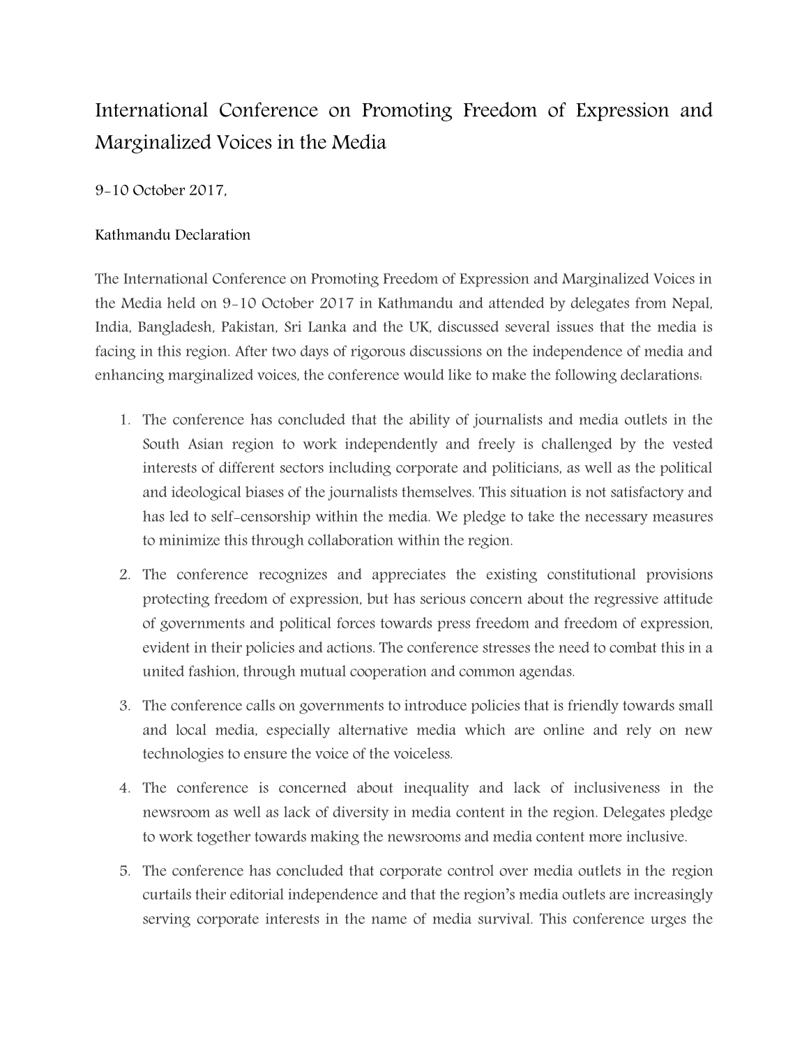# International Conference on Promoting Freedom of Expression and Marginalized Voices in the Media

9-10 October 2017,

Kathmandu Declaration

The International Conference on Promoting Freedom of Expression and Marginalized Voices in the Media held on 9-10 October 2017 in Kathmandu and attended by delegates from Nepal, India, Bangladesh, Pakistan, Sri Lanka and the UK, discussed several issues that the media is facing in this region. After two days of rigorous discussions on the independence of media and enhancing marginalized voices, the conference would like to make the following declarations:

1. The conference has concluded that the ability of journalists and media outlets in the South Asian region to work independently and freely is challenged by the vested interests of different sectors including corporate and politicians, as well as the political and ideological biases of the journalists themselves. This situation is not satisfactory and has led to self-censorship within the media. We pledge to take the necessary measures to minimize this through collaboration within the region.
2. The conference recognizes and appreciates the existing constitutional provisions protecting freedom of expression, but has serious concern about the regressive attitude of governments and political forces towards press freedom and freedom of expression, evident in their policies and actions. The conference stresses the need to combat this in a united fashion, through mutual cooperation and common agendas.
3. The conference calls on governments to introduce policies that is friendly towards small and local media, especially alternative media which are online and rely on new technologies to ensure the voice of the voiceless.
4. The conference is concerned about inequality and lack of inclusiveness in the newsroom as well as lack of diversity in media content in the region. Delegates pledge to work together towards making the newsrooms and media content more inclusive.
5. The conference has concluded that corporate control over media outlets in the region curtails their editorial independence and that the region's media outlets are increasingly serving corporate interests in the name of media survival. This conference urges the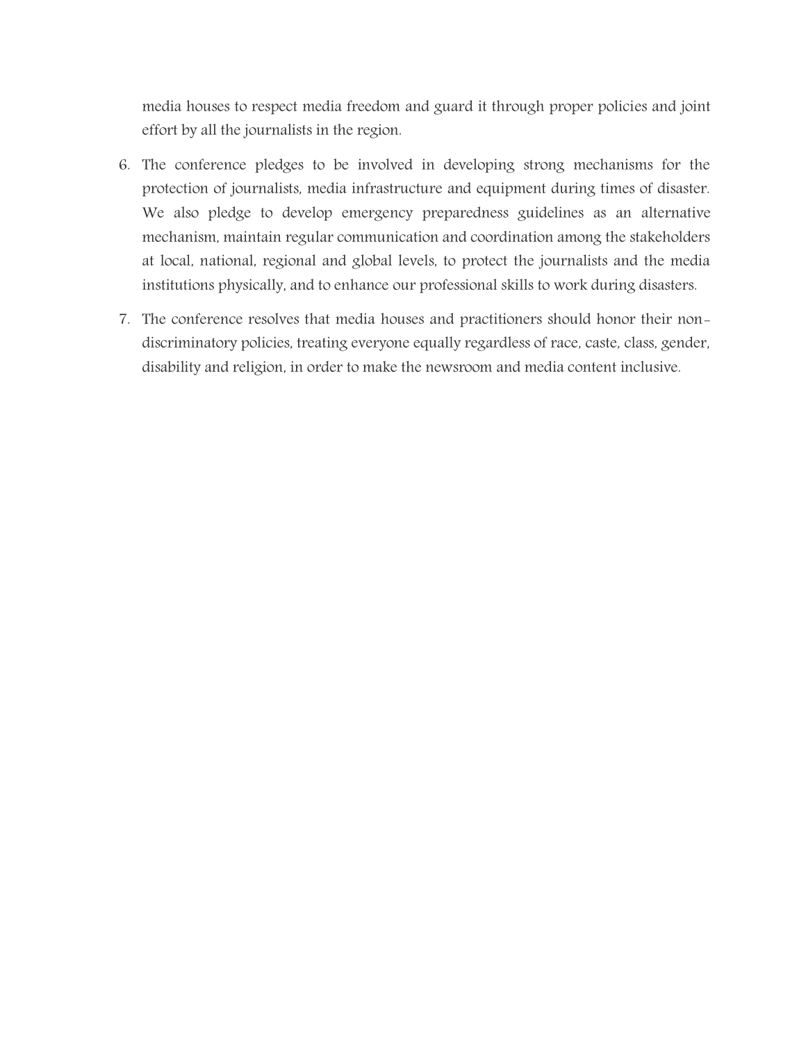media houses to respect media freedom and guard it through proper policies and joint effort by all the journalists in the region.

6. The conference pledges to be involved in developing strong mechanisms for the protection of journalists, media infrastructure and equipment during times of disaster. We also pledge to develop emergency preparedness guidelines as an alternative mechanism, maintain regular communication and coordination among the stakeholders at local, national, regional and global levels, to protect the journalists and the media institutions physically, and to enhance our professional skills to work during disasters.

7. The conference resolves that media houses and practitioners should honor their non-discriminatory policies, treating everyone equally regardless of race, caste, class, gender, disability and religion, in order to make the newsroom and media content inclusive.